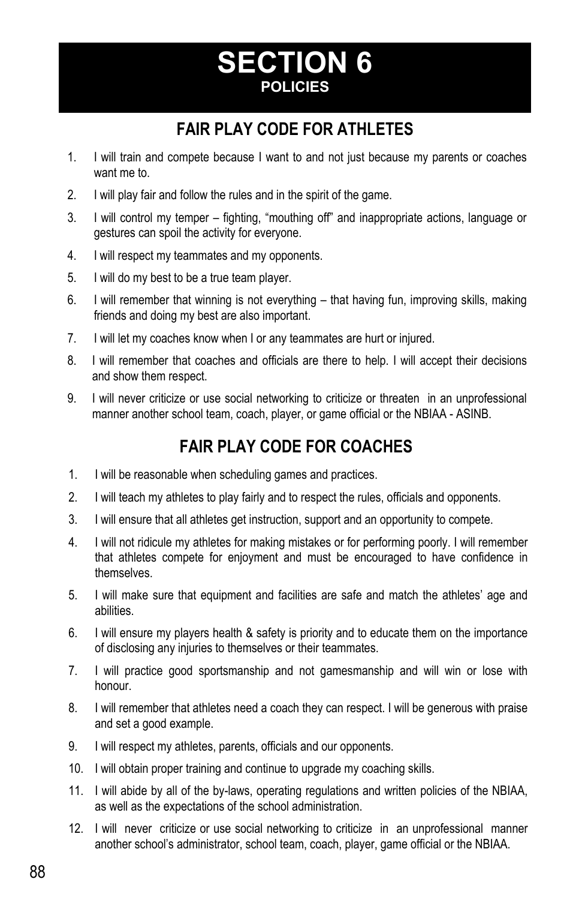# SECTION 6
## POLICIES

## FAIR PLAY CODE FOR ATHLETES

1. I will train and compete because I want to and not just because my parents or coaches want me to.
2. I will play fair and follow the rules and in the spirit of the game.
3. I will control my temper – fighting, "mouthing off" and inappropriate actions, language or gestures can spoil the activity for everyone.
4. I will respect my teammates and my opponents.
5. I will do my best to be a true team player.
6. I will remember that winning is not everything – that having fun, improving skills, making friends and doing my best are also important.
7. I will let my coaches know when I or any teammates are hurt or injured.
8. I will remember that coaches and officials are there to help. I will accept their decisions and show them respect.
9. I will never criticize or use social networking to criticize or threaten in an unprofessional manner another school team, coach, player, or game official or the NBIAA - ASINB.

## FAIR PLAY CODE FOR COACHES

1. I will be reasonable when scheduling games and practices.
2. I will teach my athletes to play fairly and to respect the rules, officials and opponents.
3. I will ensure that all athletes get instruction, support and an opportunity to compete.
4. I will not ridicule my athletes for making mistakes or for performing poorly. I will remember that athletes compete for enjoyment and must be encouraged to have confidence in themselves.
5. I will make sure that equipment and facilities are safe and match the athletes' age and abilities.
6. I will ensure my players health & safety is priority and to educate them on the importance of disclosing any injuries to themselves or their teammates.
7. I will practice good sportsmanship and not gamesmanship and will win or lose with honour.
8. I will remember that athletes need a coach they can respect. I will be generous with praise and set a good example.
9. I will respect my athletes, parents, officials and our opponents.
10. I will obtain proper training and continue to upgrade my coaching skills.
11. I will abide by all of the by-laws, operating regulations and written policies of the NBIAA, as well as the expectations of the school administration.
12. I will never criticize or use social networking to criticize in an unprofessional manner another school's administrator, school team, coach, player, game official or the NBIAA.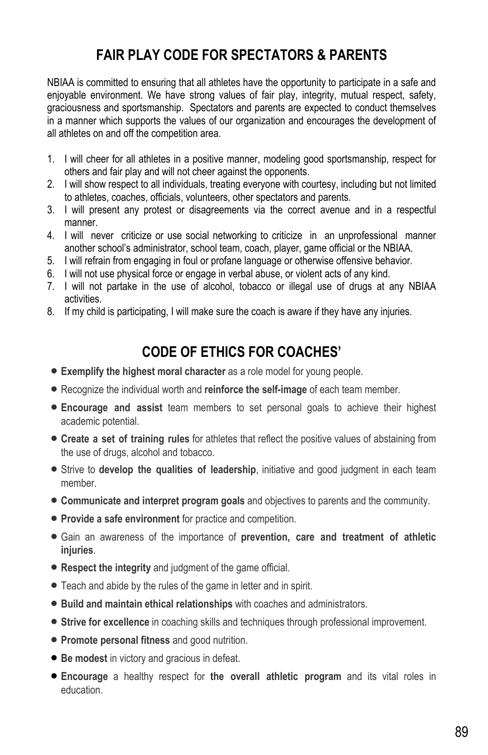## FAIR PLAY CODE FOR SPECTATORS & PARENTS

NBIAA is committed to ensuring that all athletes have the opportunity to participate in a safe and enjoyable environment. We have strong values of fair play, integrity, mutual respect, safety, graciousness and sportsmanship. Spectators and parents are expected to conduct themselves in a manner which supports the values of our organization and encourages the development of all athletes on and off the competition area.

1. I will cheer for all athletes in a positive manner, modeling good sportsmanship, respect for others and fair play and will not cheer against the opponents.
2. I will show respect to all individuals, treating everyone with courtesy, including but not limited to athletes, coaches, officials, volunteers, other spectators and parents.
3. I will present any protest or disagreements via the correct avenue and in a respectful manner.
4. I will never criticize or use social networking to criticize in an unprofessional manner another school's administrator, school team, coach, player, game official or the NBIAA.
5. I will refrain from engaging in foul or profane language or otherwise offensive behavior.
6. I will not use physical force or engage in verbal abuse, or violent acts of any kind.
7. I will not partake in the use of alcohol, tobacco or illegal use of drugs at any NBIAA activities.
8. If my child is participating, I will make sure the coach is aware if they have any injuries.

## CODE OF ETHICS FOR COACHES'

- **Exemplify the highest moral character** as a role model for young people.
- Recognize the individual worth and **reinforce the self-image** of each team member.
- **Encourage and assist** team members to set personal goals to achieve their highest academic potential.
- **Create a set of training rules** for athletes that reflect the positive values of abstaining from the use of drugs, alcohol and tobacco.
- Strive to **develop the qualities of leadership**, initiative and good judgment in each team member.
- **Communicate and interpret program goals** and objectives to parents and the community.
- **Provide a safe environment** for practice and competition.
- Gain an awareness of the importance of **prevention, care and treatment of athletic injuries**.
- **Respect the integrity** and judgment of the game official.
- Teach and abide by the rules of the game in letter and in spirit.
- **Build and maintain ethical relationships** with coaches and administrators.
- **Strive for excellence** in coaching skills and techniques through professional improvement.
- **Promote personal fitness** and good nutrition.
- **Be modest** in victory and gracious in defeat.
- **Encourage** a healthy respect for **the overall athletic program** and its vital roles in education.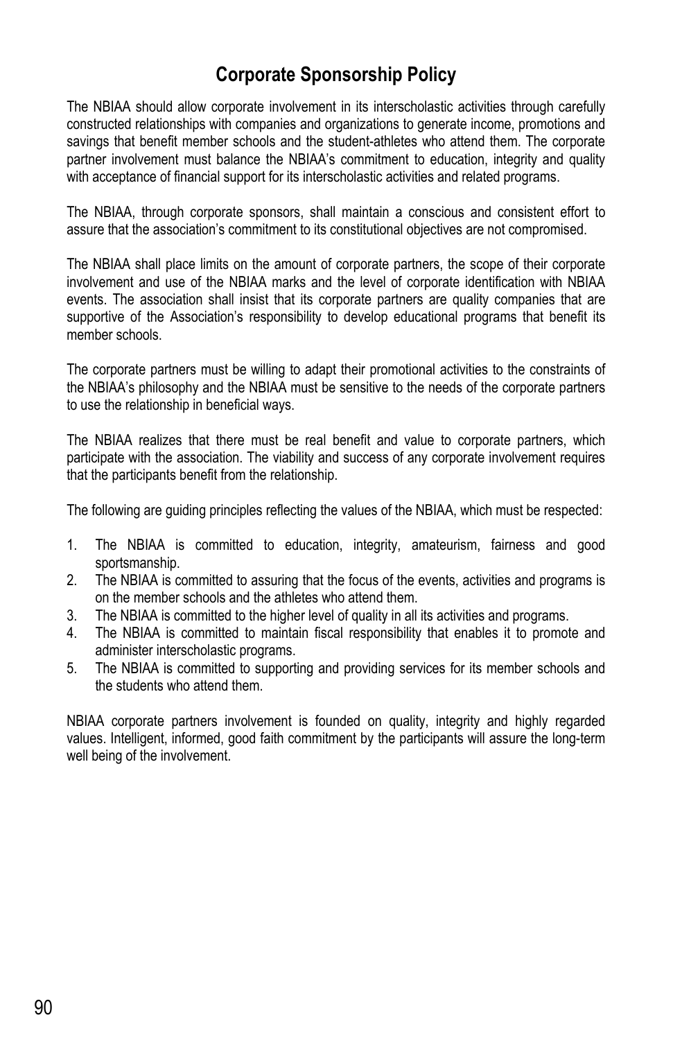## Corporate Sponsorship Policy

The NBIAA should allow corporate involvement in its interscholastic activities through carefully constructed relationships with companies and organizations to generate income, promotions and savings that benefit member schools and the student-athletes who attend them. The corporate partner involvement must balance the NBIAA's commitment to education, integrity and quality with acceptance of financial support for its interscholastic activities and related programs.

The NBIAA, through corporate sponsors, shall maintain a conscious and consistent effort to assure that the association's commitment to its constitutional objectives are not compromised.

The NBIAA shall place limits on the amount of corporate partners, the scope of their corporate involvement and use of the NBIAA marks and the level of corporate identification with NBIAA events. The association shall insist that its corporate partners are quality companies that are supportive of the Association's responsibility to develop educational programs that benefit its member schools.

The corporate partners must be willing to adapt their promotional activities to the constraints of the NBIAA's philosophy and the NBIAA must be sensitive to the needs of the corporate partners to use the relationship in beneficial ways.

The NBIAA realizes that there must be real benefit and value to corporate partners, which participate with the association. The viability and success of any corporate involvement requires that the participants benefit from the relationship.

The following are guiding principles reflecting the values of the NBIAA, which must be respected:

1. The NBIAA is committed to education, integrity, amateurism, fairness and good sportsmanship.
2. The NBIAA is committed to assuring that the focus of the events, activities and programs is on the member schools and the athletes who attend them.
3. The NBIAA is committed to the higher level of quality in all its activities and programs.
4. The NBIAA is committed to maintain fiscal responsibility that enables it to promote and administer interscholastic programs.
5. The NBIAA is committed to supporting and providing services for its member schools and the students who attend them.

NBIAA corporate partners involvement is founded on quality, integrity and highly regarded values. Intelligent, informed, good faith commitment by the participants will assure the long-term well being of the involvement.